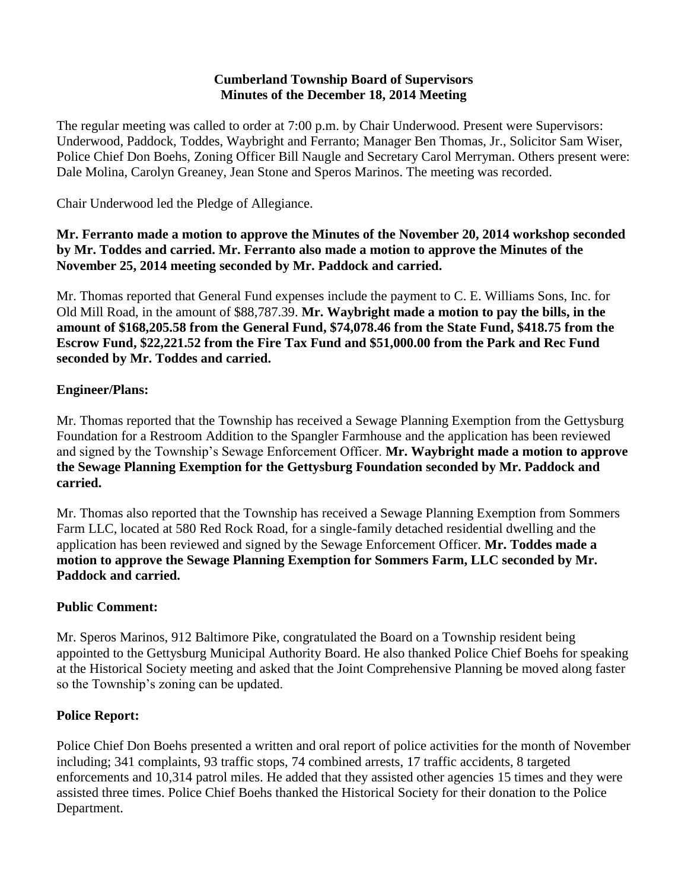**Cumberland Township Board of Supervisors**
**Minutes of the December 18, 2014 Meeting**

The regular meeting was called to order at 7:00 p.m. by Chair Underwood. Present were Supervisors: Underwood, Paddock, Toddes, Waybright and Ferranto; Manager Ben Thomas, Jr., Solicitor Sam Wiser, Police Chief Don Boehs, Zoning Officer Bill Naugle and Secretary Carol Merryman. Others present were: Dale Molina, Carolyn Greaney, Jean Stone and Speros Marinos. The meeting was recorded.

Chair Underwood led the Pledge of Allegiance.

**Mr. Ferranto made a motion to approve the Minutes of the November 20, 2014 workshop seconded by Mr. Toddes and carried. Mr. Ferranto also made a motion to approve the Minutes of the November 25, 2014 meeting seconded by Mr. Paddock and carried.**

Mr. Thomas reported that General Fund expenses include the payment to C. E. Williams Sons, Inc. for Old Mill Road, in the amount of $88,787.39. **Mr. Waybright made a motion to pay the bills, in the amount of $168,205.58 from the General Fund, $74,078.46 from the State Fund, $418.75 from the Escrow Fund, $22,221.52 from the Fire Tax Fund and $51,000.00 from the Park and Rec Fund seconded by Mr. Toddes and carried.**

**Engineer/Plans:**

Mr. Thomas reported that the Township has received a Sewage Planning Exemption from the Gettysburg Foundation for a Restroom Addition to the Spangler Farmhouse and the application has been reviewed and signed by the Township's Sewage Enforcement Officer. **Mr. Waybright made a motion to approve the Sewage Planning Exemption for the Gettysburg Foundation seconded by Mr. Paddock and carried.**

Mr. Thomas also reported that the Township has received a Sewage Planning Exemption from Sommers Farm LLC, located at 580 Red Rock Road, for a single-family detached residential dwelling and the application has been reviewed and signed by the Sewage Enforcement Officer. **Mr. Toddes made a motion to approve the Sewage Planning Exemption for Sommers Farm, LLC seconded by Mr. Paddock and carried.**

**Public Comment:**

Mr. Speros Marinos, 912 Baltimore Pike, congratulated the Board on a Township resident being appointed to the Gettysburg Municipal Authority Board. He also thanked Police Chief Boehs for speaking at the Historical Society meeting and asked that the Joint Comprehensive Planning be moved along faster so the Township's zoning can be updated.

**Police Report:**

Police Chief Don Boehs presented a written and oral report of police activities for the month of November including; 341 complaints, 93 traffic stops, 74 combined arrests, 17 traffic accidents, 8 targeted enforcements and 10,314 patrol miles. He added that they assisted other agencies 15 times and they were assisted three times. Police Chief Boehs thanked the Historical Society for their donation to the Police Department.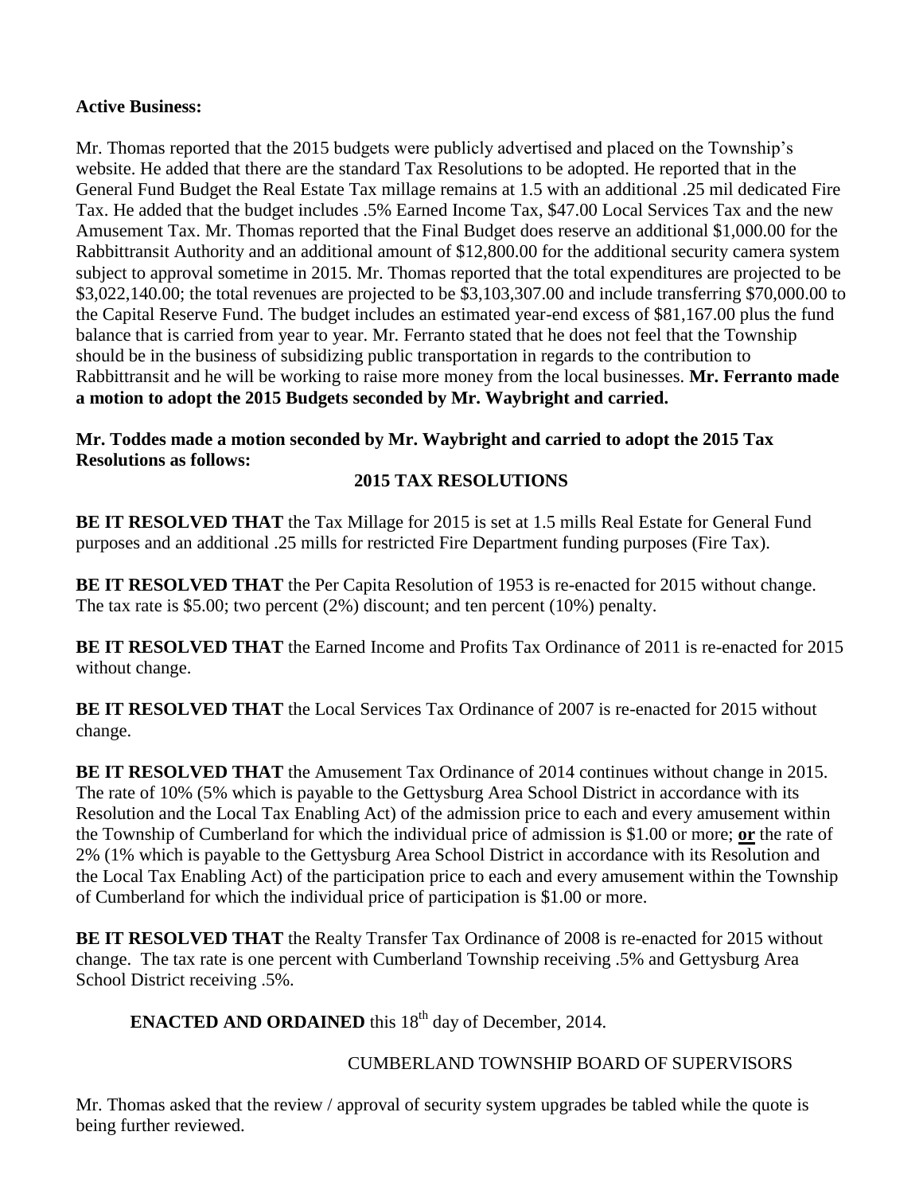**Active Business:**

Mr. Thomas reported that the 2015 budgets were publicly advertised and placed on the Township's website. He added that there are the standard Tax Resolutions to be adopted. He reported that in the General Fund Budget the Real Estate Tax millage remains at 1.5 with an additional .25 mil dedicated Fire Tax. He added that the budget includes .5% Earned Income Tax, $47.00 Local Services Tax and the new Amusement Tax. Mr. Thomas reported that the Final Budget does reserve an additional $1,000.00 for the Rabbittransit Authority and an additional amount of $12,800.00 for the additional security camera system subject to approval sometime in 2015. Mr. Thomas reported that the total expenditures are projected to be $3,022,140.00; the total revenues are projected to be $3,103,307.00 and include transferring $70,000.00 to the Capital Reserve Fund. The budget includes an estimated year-end excess of $81,167.00 plus the fund balance that is carried from year to year. Mr. Ferranto stated that he does not feel that the Township should be in the business of subsidizing public transportation in regards to the contribution to Rabbittransit and he will be working to raise more money from the local businesses. **Mr. Ferranto made a motion to adopt the 2015 Budgets seconded by Mr. Waybright and carried.**

**Mr. Toddes made a motion seconded by Mr. Waybright and carried to adopt the 2015 Tax Resolutions as follows:**

**2015 TAX RESOLUTIONS**

**BE IT RESOLVED THAT** the Tax Millage for 2015 is set at 1.5 mills Real Estate for General Fund purposes and an additional .25 mills for restricted Fire Department funding purposes (Fire Tax).

**BE IT RESOLVED THAT** the Per Capita Resolution of 1953 is re-enacted for 2015 without change. The tax rate is $5.00; two percent (2%) discount; and ten percent (10%) penalty.

**BE IT RESOLVED THAT** the Earned Income and Profits Tax Ordinance of 2011 is re-enacted for 2015 without change.

**BE IT RESOLVED THAT** the Local Services Tax Ordinance of 2007 is re-enacted for 2015 without change.

**BE IT RESOLVED THAT** the Amusement Tax Ordinance of 2014 continues without change in 2015. The rate of 10% (5% which is payable to the Gettysburg Area School District in accordance with its Resolution and the Local Tax Enabling Act) of the admission price to each and every amusement within the Township of Cumberland for which the individual price of admission is $1.00 or more; **or** the rate of 2% (1% which is payable to the Gettysburg Area School District in accordance with its Resolution and the Local Tax Enabling Act) of the participation price to each and every amusement within the Township of Cumberland for which the individual price of participation is $1.00 or more.

**BE IT RESOLVED THAT** the Realty Transfer Tax Ordinance of 2008 is re-enacted for 2015 without change. The tax rate is one percent with Cumberland Township receiving .5% and Gettysburg Area School District receiving .5%.

**ENACTED AND ORDAINED** this 18th day of December, 2014.

CUMBERLAND TOWNSHIP BOARD OF SUPERVISORS

Mr. Thomas asked that the review / approval of security system upgrades be tabled while the quote is being further reviewed.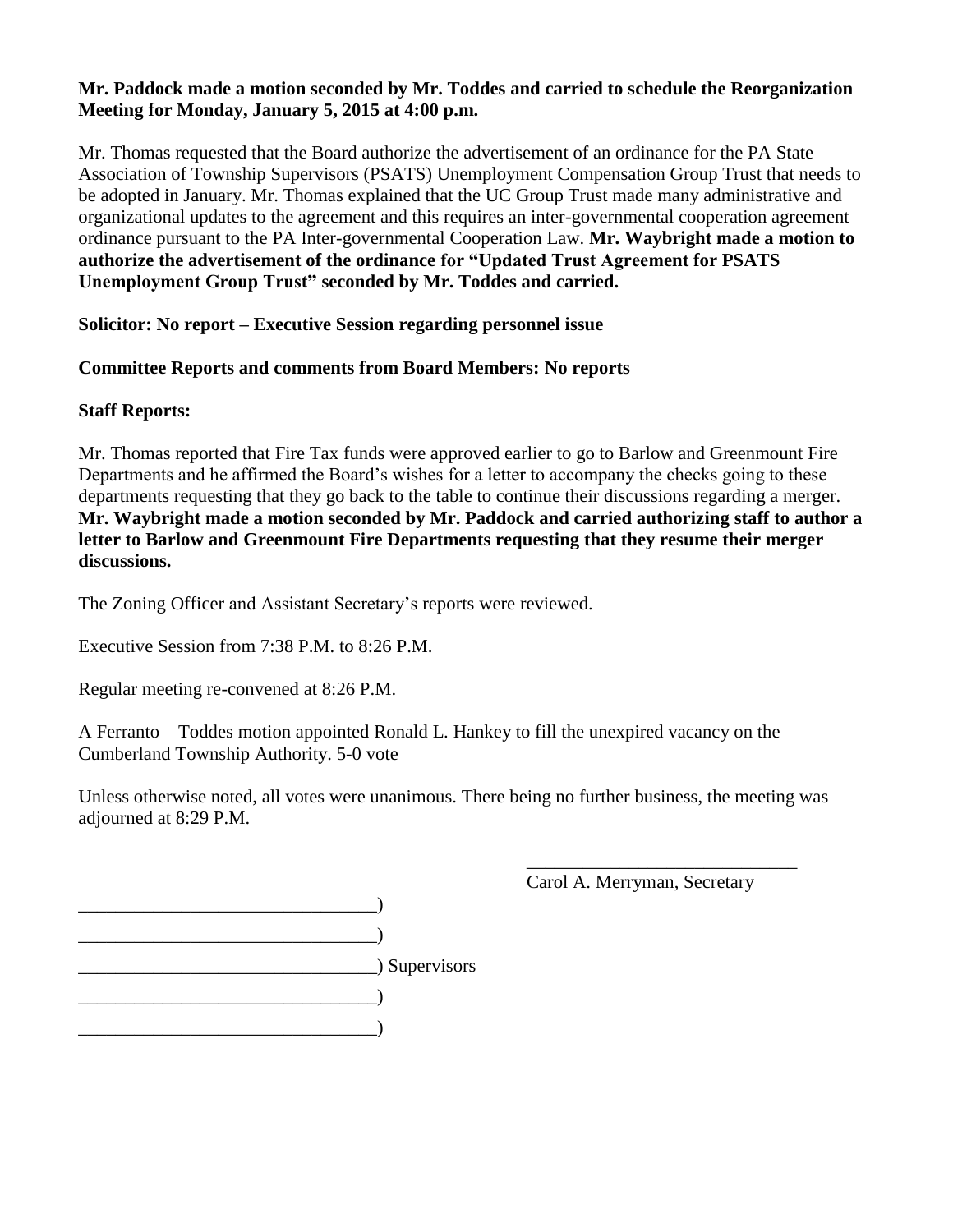**Mr. Paddock made a motion seconded by Mr. Toddes and carried to schedule the Reorganization Meeting for Monday, January 5, 2015 at 4:00 p.m.**

Mr. Thomas requested that the Board authorize the advertisement of an ordinance for the PA State Association of Township Supervisors (PSATS) Unemployment Compensation Group Trust that needs to be adopted in January. Mr. Thomas explained that the UC Group Trust made many administrative and organizational updates to the agreement and this requires an inter-governmental cooperation agreement ordinance pursuant to the PA Inter-governmental Cooperation Law. **Mr. Waybright made a motion to authorize the advertisement of the ordinance for "Updated Trust Agreement for PSATS Unemployment Group Trust" seconded by Mr. Toddes and carried.**

**Solicitor: No report – Executive Session regarding personnel issue**

**Committee Reports and comments from Board Members: No reports**

**Staff Reports:**

Mr. Thomas reported that Fire Tax funds were approved earlier to go to Barlow and Greenmount Fire Departments and he affirmed the Board's wishes for a letter to accompany the checks going to these departments requesting that they go back to the table to continue their discussions regarding a merger. **Mr. Waybright made a motion seconded by Mr. Paddock and carried authorizing staff to author a letter to Barlow and Greenmount Fire Departments requesting that they resume their merger discussions.**

The Zoning Officer and Assistant Secretary's reports were reviewed.

Executive Session from 7:38 P.M. to 8:26 P.M.

Regular meeting re-convened at 8:26 P.M.

A Ferranto – Toddes motion appointed Ronald L. Hankey to fill the unexpired vacancy on the Cumberland Township Authority. 5-0 vote

Unless otherwise noted, all votes were unanimous. There being no further business, the meeting was adjourned at 8:29 P.M.

_____________________________
Carol A. Merryman, Secretary

_________________________________)
_________________________________)
_________________________________) Supervisors
_________________________________)
_________________________________)